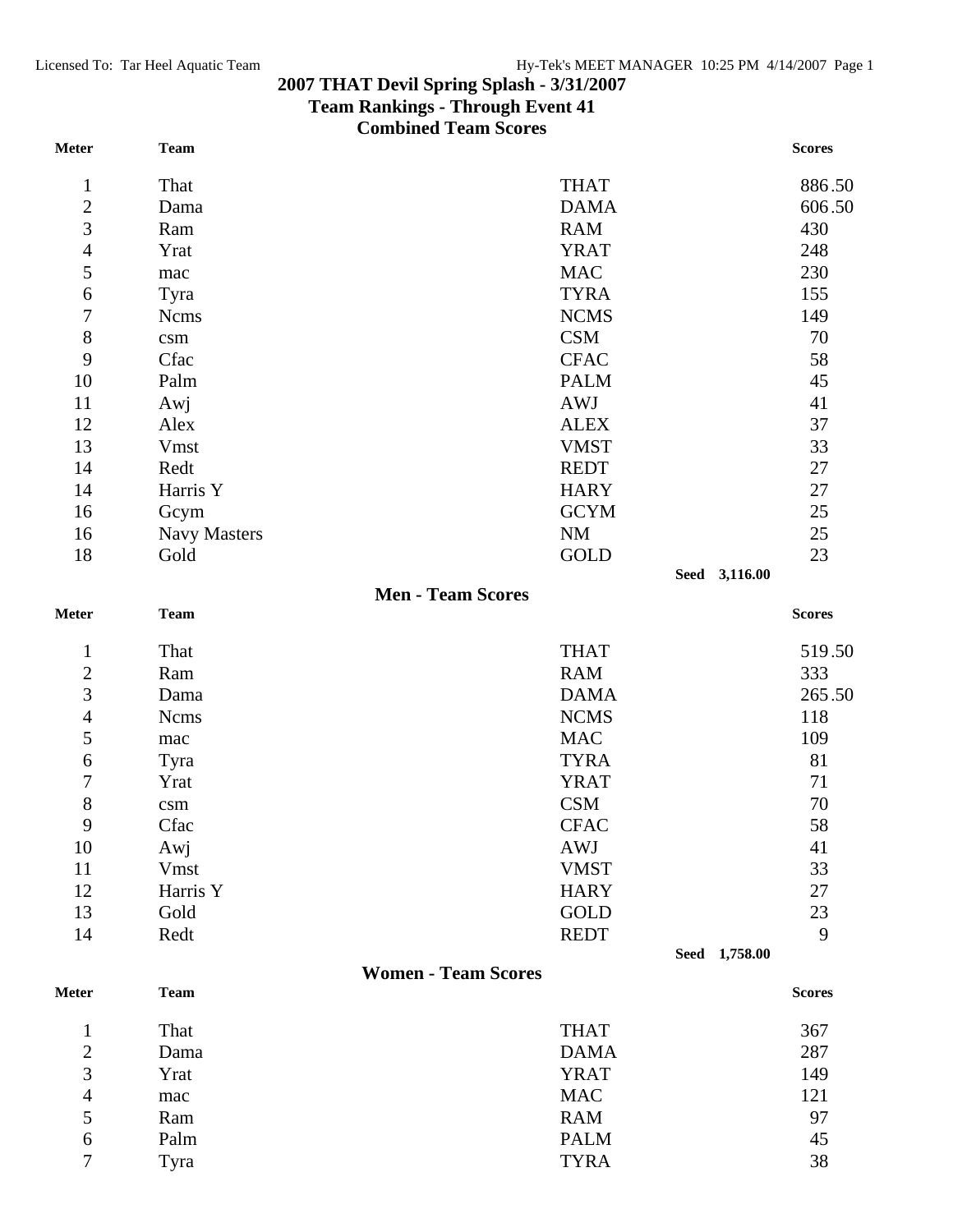# 2007 THAT Devil Spring Splash - 3/31/2007

## Team Rankings - Through Event 41

### Combined Team Scores

| Meter | Team | | Scores |
|---|---|---|---|
| 1 | That | THAT | 886.50 |
| 2 | Dama | DAMA | 606.50 |
| 3 | Ram | RAM | 430 |
| 4 | Yrat | YRAT | 248 |
| 5 | mac | MAC | 230 |
| 6 | Tyra | TYRA | 155 |
| 7 | Ncms | NCMS | 149 |
| 8 | csm | CSM | 70 |
| 9 | Cfac | CFAC | 58 |
| 10 | Palm | PALM | 45 |
| 11 | Awj | AWJ | 41 |
| 12 | Alex | ALEX | 37 |
| 13 | Vmst | VMST | 33 |
| 14 | Redt | REDT | 27 |
| 14 | Harris Y | HARY | 27 |
| 16 | Gcym | GCYM | 25 |
| 16 | Navy Masters | NM | 25 |
| 18 | Gold | GOLD | 23 |
| | | **Seed** | **3,116.00** |

### Men - Team Scores

| Meter | Team | | Scores |
|---|---|---|---|
| 1 | That | THAT | 519.50 |
| 2 | Ram | RAM | 333 |
| 3 | Dama | DAMA | 265.50 |
| 4 | Ncms | NCMS | 118 |
| 5 | mac | MAC | 109 |
| 6 | Tyra | TYRA | 81 |
| 7 | Yrat | YRAT | 71 |
| 8 | csm | CSM | 70 |
| 9 | Cfac | CFAC | 58 |
| 10 | Awj | AWJ | 41 |
| 11 | Vmst | VMST | 33 |
| 12 | Harris Y | HARY | 27 |
| 13 | Gold | GOLD | 23 |
| 14 | Redt | REDT | 9 |
| | | **Seed** | **1,758.00** |

### Women - Team Scores

| Meter | Team | | Scores |
|---|---|---|---|
| 1 | That | THAT | 367 |
| 2 | Dama | DAMA | 287 |
| 3 | Yrat | YRAT | 149 |
| 4 | mac | MAC | 121 |
| 5 | Ram | RAM | 97 |
| 6 | Palm | PALM | 45 |
| 7 | Tyra | TYRA | 38 |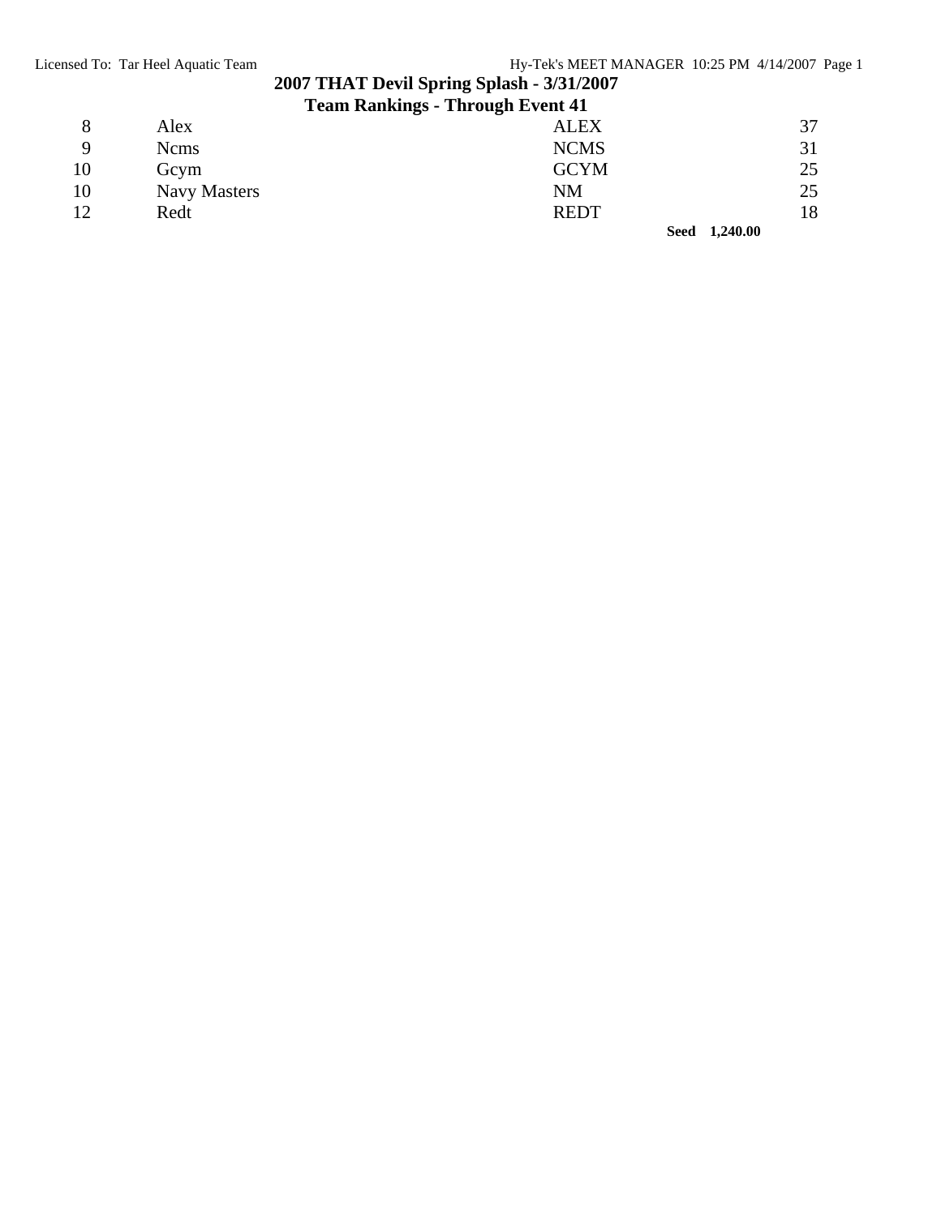## 2007 THAT Devil Spring Splash - 3/31/2007

### Team Rankings - Through Event 41

| | | | |
|---|---|---|---|
| 8 | Alex | ALEX | 37 |
| 9 | Ncms | NCMS | 31 |
| 10 | Gcym | GCYM | 25 |
| 10 | Navy Masters | NM | 25 |
| 12 | Redt | REDT | 18 |

**Seed 1,240.00**